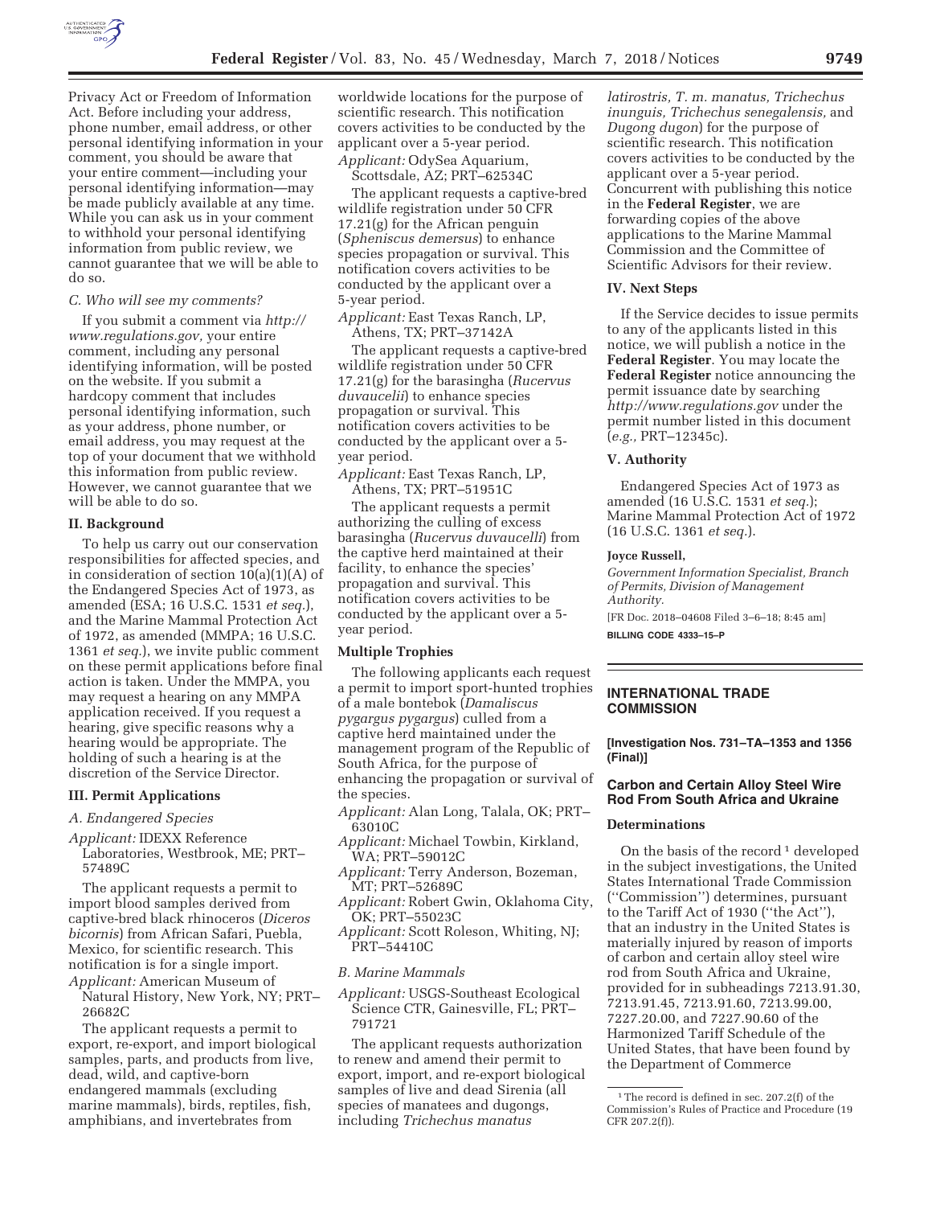Privacy Act or Freedom of Information Act. Before including your address, phone number, email address, or other personal identifying information in your comment, you should be aware that your entire comment—including your personal identifying information—may be made publicly available at any time. While you can ask us in your comment to withhold your personal identifying information from public review, we cannot guarantee that we will be able to do so.

*C. Who will see my comments?*

If you submit a comment via *http://www.regulations.gov,* your entire comment, including any personal identifying information, will be posted on the website. If you submit a hardcopy comment that includes personal identifying information, such as your address, phone number, or email address, you may request at the top of your document that we withhold this information from public review. However, we cannot guarantee that we will be able to do so.

### II. Background

To help us carry out our conservation responsibilities for affected species, and in consideration of section 10(a)(1)(A) of the Endangered Species Act of 1973, as amended (ESA; 16 U.S.C. 1531 *et seq.*), and the Marine Mammal Protection Act of 1972, as amended (MMPA; 16 U.S.C. 1361 *et seq.*), we invite public comment on these permit applications before final action is taken. Under the MMPA, you may request a hearing on any MMPA application received. If you request a hearing, give specific reasons why a hearing would be appropriate. The holding of such a hearing is at the discretion of the Service Director.

### III. Permit Applications

*A. Endangered Species*

*Applicant:* IDEXX Reference Laboratories, Westbrook, ME; PRT–57489C

The applicant requests a permit to import blood samples derived from captive-bred black rhinoceros (*Diceros bicornis*) from African Safari, Puebla, Mexico, for scientific research. This notification is for a single import.

*Applicant:* American Museum of Natural History, New York, NY; PRT–26682C

The applicant requests a permit to export, re-export, and import biological samples, parts, and products from live, dead, wild, and captive-born endangered mammals (excluding marine mammals), birds, reptiles, fish, amphibians, and invertebrates from worldwide locations for the purpose of scientific research. This notification covers activities to be conducted by the applicant over a 5-year period.

*Applicant:* OdySea Aquarium, Scottsdale, AZ; PRT–62534C

The applicant requests a captive-bred wildlife registration under 50 CFR 17.21(g) for the African penguin (*Spheniscus demersus*) to enhance species propagation or survival. This notification covers activities to be conducted by the applicant over a 5-year period.

*Applicant:* East Texas Ranch, LP, Athens, TX; PRT–37142A

The applicant requests a captive-bred wildlife registration under 50 CFR 17.21(g) for the barasingha (*Rucervus duvaucelii*) to enhance species propagation or survival. This notification covers activities to be conducted by the applicant over a 5-year period.

*Applicant:* East Texas Ranch, LP, Athens, TX; PRT–51951C

The applicant requests a permit authorizing the culling of excess barasingha (*Rucervus duvaucelli*) from the captive herd maintained at their facility, to enhance the species' propagation and survival. This notification covers activities to be conducted by the applicant over a 5-year period.

### Multiple Trophies

The following applicants each request a permit to import sport-hunted trophies of a male bontebok (*Damaliscus pygargus pygargus*) culled from a captive herd maintained under the management program of the Republic of South Africa, for the purpose of enhancing the propagation or survival of the species.

*Applicant:* Alan Long, Talala, OK; PRT–63010C
*Applicant:* Michael Towbin, Kirkland, WA; PRT–59012C
*Applicant:* Terry Anderson, Bozeman, MT; PRT–52689C
*Applicant:* Robert Gwin, Oklahoma City, OK; PRT–55023C
*Applicant:* Scott Roleson, Whiting, NJ; PRT–54410C

*B. Marine Mammals*

*Applicant:* USGS-Southeast Ecological Science CTR, Gainesville, FL; PRT–791721

The applicant requests authorization to renew and amend their permit to export, import, and re-export biological samples of live and dead Sirenia (all species of manatees and dugongs, including *Trichechus manatus latirostris, T. m. manatus, Trichechus inunguis, Trichechus senegalensis,* and *Dugong dugon*) for the purpose of scientific research. This notification covers activities to be conducted by the applicant over a 5-year period. Concurrent with publishing this notice in the **Federal Register**, we are forwarding copies of the above applications to the Marine Mammal Commission and the Committee of Scientific Advisors for their review.

### IV. Next Steps

If the Service decides to issue permits to any of the applicants listed in this notice, we will publish a notice in the **Federal Register**. You may locate the **Federal Register** notice announcing the permit issuance date by searching *http://www.regulations.gov* under the permit number listed in this document (*e.g.,* PRT–12345c).

### V. Authority

Endangered Species Act of 1973 as amended (16 U.S.C. 1531 *et seq.*); Marine Mammal Protection Act of 1972 (16 U.S.C. 1361 *et seq.*).

**Joyce Russell,**

*Government Information Specialist, Branch of Permits, Division of Management Authority.*

[FR Doc. 2018–04608 Filed 3–6–18; 8:45 am]

**BILLING CODE 4333–15–P**

---

## INTERNATIONAL TRADE COMMISSION

**[Investigation Nos. 731–TA–1353 and 1356 (Final)]**

### Carbon and Certain Alloy Steel Wire Rod From South Africa and Ukraine

### Determinations

On the basis of the record [1] developed in the subject investigations, the United States International Trade Commission (''Commission'') determines, pursuant to the Tariff Act of 1930 (''the Act''), that an industry in the United States is materially injured by reason of imports of carbon and certain alloy steel wire rod from South Africa and Ukraine, provided for in subheadings 7213.91.30, 7213.91.45, 7213.91.60, 7213.99.00, 7227.20.00, and 7227.90.60 of the Harmonized Tariff Schedule of the United States, that have been found by the Department of Commerce

[1] The record is defined in sec. 207.2(f) of the Commission's Rules of Practice and Procedure (19 CFR 207.2(f)).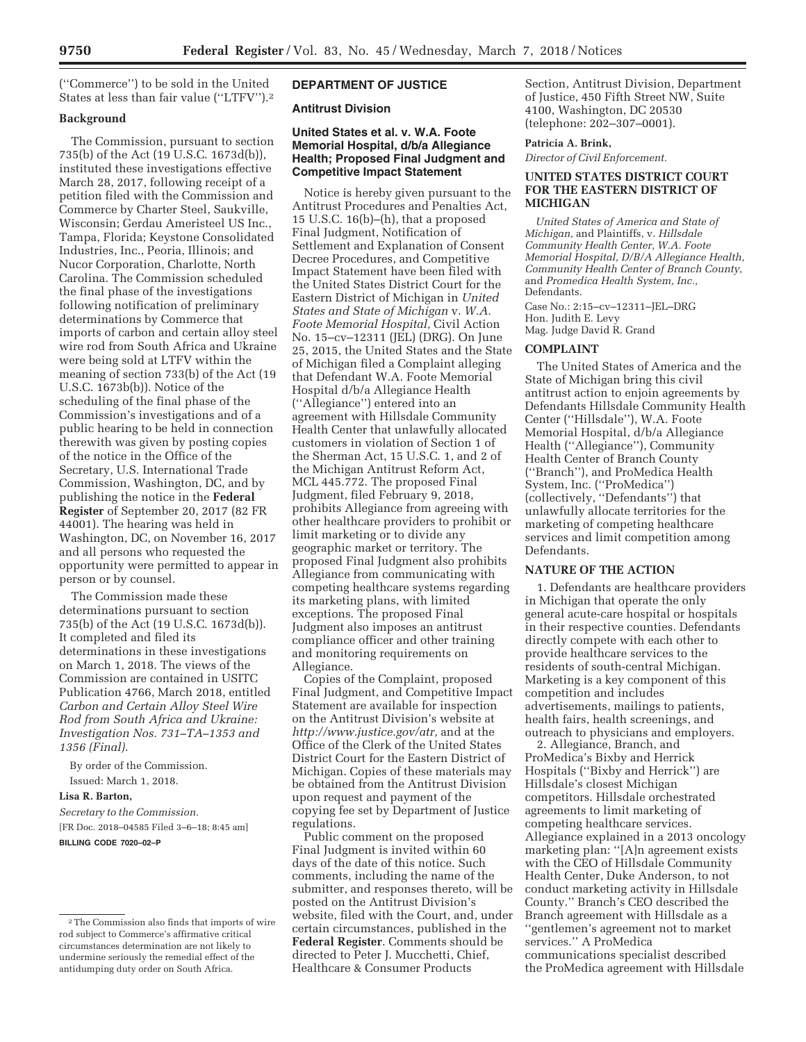(''Commerce'') to be sold in the United States at less than fair value (''LTFV'').[2]

## Background

The Commission, pursuant to section 735(b) of the Act (19 U.S.C. 1673d(b)), instituted these investigations effective March 28, 2017, following receipt of a petition filed with the Commission and Commerce by Charter Steel, Saukville, Wisconsin; Gerdau Ameristeel US Inc., Tampa, Florida; Keystone Consolidated Industries, Inc., Peoria, Illinois; and Nucor Corporation, Charlotte, North Carolina. The Commission scheduled the final phase of the investigations following notification of preliminary determinations by Commerce that imports of carbon and certain alloy steel wire rod from South Africa and Ukraine were being sold at LTFV within the meaning of section 733(b) of the Act (19 U.S.C. 1673b(b)). Notice of the scheduling of the final phase of the Commission's investigations and of a public hearing to be held in connection therewith was given by posting copies of the notice in the Office of the Secretary, U.S. International Trade Commission, Washington, DC, and by publishing the notice in the **Federal Register** of September 20, 2017 (82 FR 44001). The hearing was held in Washington, DC, on November 16, 2017 and all persons who requested the opportunity were permitted to appear in person or by counsel.

The Commission made these determinations pursuant to section 735(b) of the Act (19 U.S.C. 1673d(b)). It completed and filed its determinations in these investigations on March 1, 2018. The views of the Commission are contained in USITC Publication 4766, March 2018, entitled *Carbon and Certain Alloy Steel Wire Rod from South Africa and Ukraine: Investigation Nos. 731–TA–1353 and 1356 (Final).*

By order of the Commission.

Issued: March 1, 2018.

**Lisa R. Barton,**

*Secretary to the Commission.*

[FR Doc. 2018–04585 Filed 3–6–18; 8:45 am]

**BILLING CODE 7020–02–P**

[2] The Commission also finds that imports of wire rod subject to Commerce's affirmative critical circumstances determination are not likely to undermine seriously the remedial effect of the antidumping duty order on South Africa.

## DEPARTMENT OF JUSTICE

### Antitrust Division

### United States et al. v. W.A. Foote Memorial Hospital, d/b/a Allegiance Health; Proposed Final Judgment and Competitive Impact Statement

Notice is hereby given pursuant to the Antitrust Procedures and Penalties Act, 15 U.S.C. 16(b)–(h), that a proposed Final Judgment, Notification of Settlement and Explanation of Consent Decree Procedures, and Competitive Impact Statement have been filed with the United States District Court for the Eastern District of Michigan in *United States and State of Michigan* v. *W.A. Foote Memorial Hospital,* Civil Action No. 15–cv–12311 (JEL) (DRG). On June 25, 2015, the United States and the State of Michigan filed a Complaint alleging that Defendant W.A. Foote Memorial Hospital d/b/a Allegiance Health (''Allegiance'') entered into an agreement with Hillsdale Community Health Center that unlawfully allocated customers in violation of Section 1 of the Sherman Act, 15 U.S.C. 1, and 2 of the Michigan Antitrust Reform Act, MCL 445.772. The proposed Final Judgment, filed February 9, 2018, prohibits Allegiance from agreeing with other healthcare providers to prohibit or limit marketing or to divide any geographic market or territory. The proposed Final Judgment also prohibits Allegiance from communicating with competing healthcare systems regarding its marketing plans, with limited exceptions. The proposed Final Judgment also imposes an antitrust compliance officer and other training and monitoring requirements on Allegiance.

Copies of the Complaint, proposed Final Judgment, and Competitive Impact Statement are available for inspection on the Antitrust Division's website at *http://www.justice.gov/atr,* and at the Office of the Clerk of the United States District Court for the Eastern District of Michigan. Copies of these materials may be obtained from the Antitrust Division upon request and payment of the copying fee set by Department of Justice regulations.

Public comment on the proposed Final Judgment is invited within 60 days of the date of this notice. Such comments, including the name of the submitter, and responses thereto, will be posted on the Antitrust Division's website, filed with the Court, and, under certain circumstances, published in the **Federal Register**. Comments should be directed to Peter J. Mucchetti, Chief, Healthcare & Consumer Products Section, Antitrust Division, Department of Justice, 450 Fifth Street NW, Suite 4100, Washington, DC 20530 (telephone: 202–307–0001).

**Patricia A. Brink,**

*Director of Civil Enforcement.*

### UNITED STATES DISTRICT COURT FOR THE EASTERN DISTRICT OF MICHIGAN

*United States of America and State of Michigan,* and Plaintiffs, v. *Hillsdale Community Health Center, W.A. Foote Memorial Hospital, D/B/A Allegiance Health, Community Health Center of Branch County*, and *Promedica Health System, Inc.,* Defendants.

Case No.: 2:15–cv–12311–JEL–DRG
Hon. Judith E. Levy
Mag. Judge David R. Grand

### COMPLAINT

The United States of America and the State of Michigan bring this civil antitrust action to enjoin agreements by Defendants Hillsdale Community Health Center (''Hillsdale''), W.A. Foote Memorial Hospital, d/b/a Allegiance Health (''Allegiance''), Community Health Center of Branch County (''Branch''), and ProMedica Health System, Inc. (''ProMedica'') (collectively, ''Defendants'') that unlawfully allocate territories for the marketing of competing healthcare services and limit competition among Defendants.

### NATURE OF THE ACTION

1. Defendants are healthcare providers in Michigan that operate the only general acute-care hospital or hospitals in their respective counties. Defendants directly compete with each other to provide healthcare services to the residents of south-central Michigan. Marketing is a key component of this competition and includes advertisements, mailings to patients, health fairs, health screenings, and outreach to physicians and employers.

2. Allegiance, Branch, and ProMedica's Bixby and Herrick Hospitals (''Bixby and Herrick'') are Hillsdale's closest Michigan competitors. Hillsdale orchestrated agreements to limit marketing of competing healthcare services. Allegiance explained in a 2013 oncology marketing plan: ''[A]n agreement exists with the CEO of Hillsdale Community Health Center, Duke Anderson, to not conduct marketing activity in Hillsdale County.'' Branch's CEO described the Branch agreement with Hillsdale as a ''gentlemen's agreement not to market services.'' A ProMedica communications specialist described the ProMedica agreement with Hillsdale